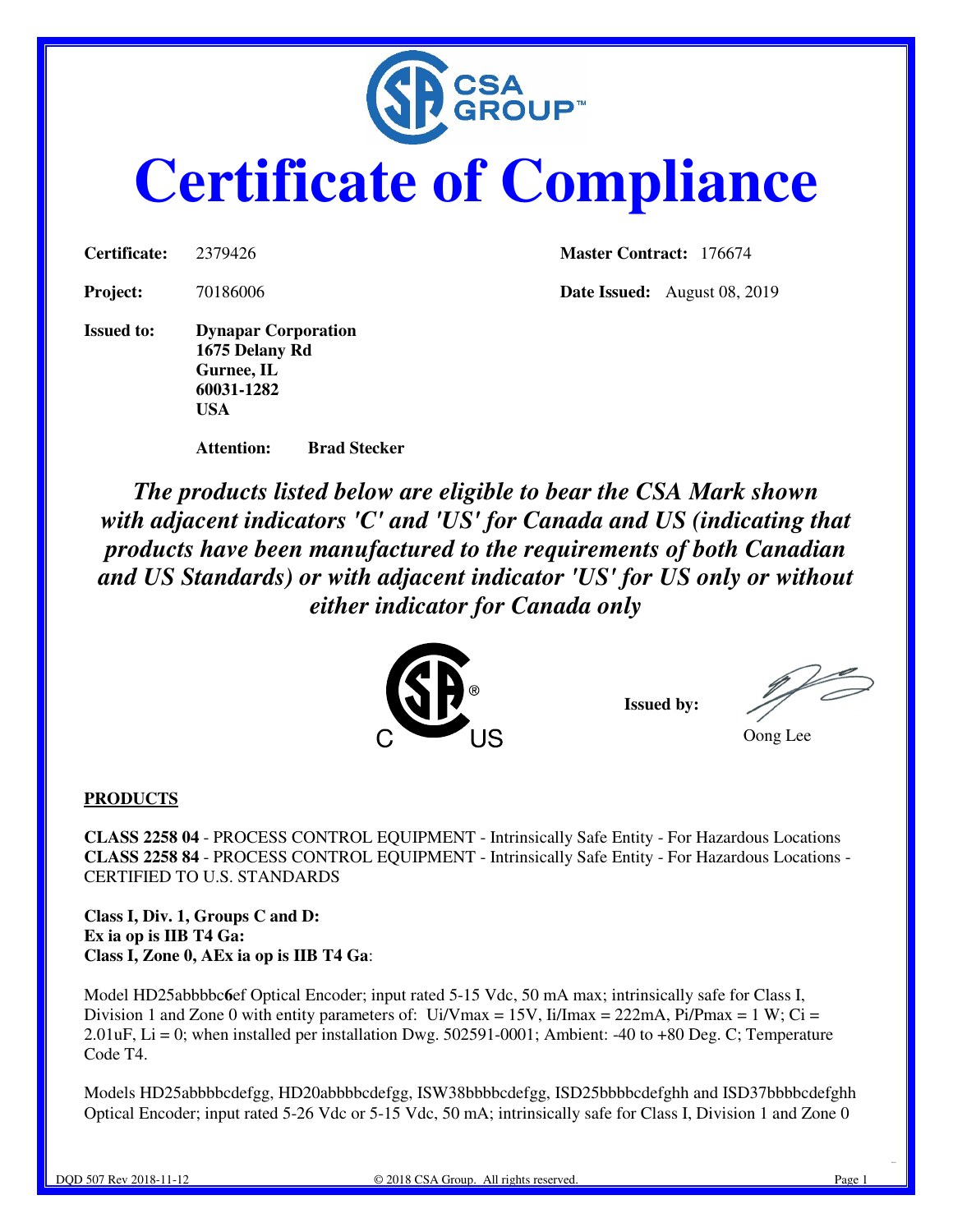# Certificate of Compliance

**Certificate:** 2379426 **Master Contract:** 176674

**Project:** 70186006 **Date Issued:** August 08, 2019

**Issued to:** **Dynapar Corporation**
**1675 Delany Rd**
**Gurnee, IL**
**60031-1282**
**USA**

**Attention:** **Brad Stecker**

***The products listed below are eligible to bear the CSA Mark shown with adjacent indicators 'C' and 'US' for Canada and US (indicating that products have been manufactured to the requirements of both Canadian and US Standards) or with adjacent indicator 'US' for US only or without either indicator for Canada only***

**Issued by:** Oong Lee

**PRODUCTS**

**CLASS 2258 04** - PROCESS CONTROL EQUIPMENT - Intrinsically Safe Entity - For Hazardous Locations
**CLASS 2258 84** - PROCESS CONTROL EQUIPMENT - Intrinsically Safe Entity - For Hazardous Locations - CERTIFIED TO U.S. STANDARDS

**Class I, Div. 1, Groups C and D:**
**Ex ia op is IIB T4 Ga:**
**Class I, Zone 0, AEx ia op is IIB T4 Ga**:

Model HD25abbbbc**6**ef Optical Encoder; input rated 5-15 Vdc, 50 mA max; intrinsically safe for Class I, Division 1 and Zone 0 with entity parameters of: Ui/Vmax = 15V, Ii/Imax = 222mA, Pi/Pmax = 1 W; Ci = 2.01uF, Li = 0; when installed per installation Dwg. 502591-0001; Ambient: -40 to +80 Deg. C; Temperature Code T4.

Models HD25abbbbcdefgg, HD20abbbbcdefgg, ISW38bbbbcdefgg, ISD25bbbbcdefghh and ISD37bbbbcdefghh Optical Encoder; input rated 5-26 Vdc or 5-15 Vdc, 50 mA; intrinsically safe for Class I, Division 1 and Zone 0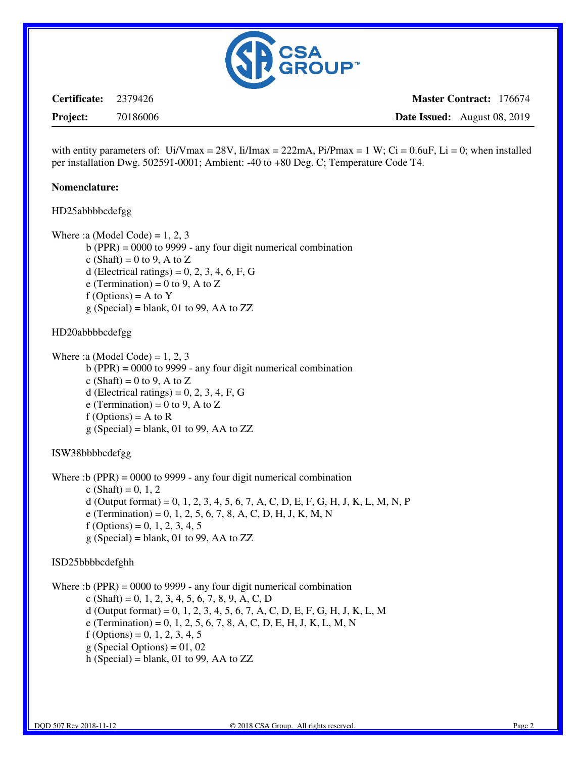**Certificate:** 2379426 **Master Contract:** 176674

**Project:** 70186006 **Date Issued:** August 08, 2019

with entity parameters of: Ui/Vmax = 28V, Ii/Imax = 222mA, Pi/Pmax = 1 W; Ci = 0.6uF, Li = 0; when installed per installation Dwg. 502591-0001; Ambient: -40 to +80 Deg. C; Temperature Code T4.

**Nomenclature:**

HD25abbbbcdefgg

Where :a (Model Code) = 1, 2, 3
b (PPR) = 0000 to 9999 - any four digit numerical combination
c (Shaft) = 0 to 9, A to Z
d (Electrical ratings) = 0, 2, 3, 4, 6, F, G
e (Termination) = 0 to 9, A to Z
f (Options) = A to Y
g (Special) = blank, 01 to 99, AA to ZZ

HD20abbbbcdefgg

Where :a (Model Code) = 1, 2, 3
b (PPR) = 0000 to 9999 - any four digit numerical combination
c (Shaft) = 0 to 9, A to Z
d (Electrical ratings) = 0, 2, 3, 4, F, G
e (Termination) = 0 to 9, A to Z
f (Options) = A to R
g (Special) = blank, 01 to 99, AA to ZZ

ISW38bbbbcdefgg

Where :b (PPR) = 0000 to 9999 - any four digit numerical combination
c (Shaft) = 0, 1, 2
d (Output format) = 0, 1, 2, 3, 4, 5, 6, 7, A, C, D, E, F, G, H, J, K, L, M, N, P
e (Termination) = 0, 1, 2, 5, 6, 7, 8, A, C, D, H, J, K, M, N
f (Options) = 0, 1, 2, 3, 4, 5
g (Special) = blank, 01 to 99, AA to ZZ

ISD25bbbbcdefghh

Where :b (PPR) = 0000 to 9999 - any four digit numerical combination
c (Shaft) = 0, 1, 2, 3, 4, 5, 6, 7, 8, 9, A, C, D
d (Output format) = 0, 1, 2, 3, 4, 5, 6, 7, A, C, D, E, F, G, H, J, K, L, M
e (Termination) = 0, 1, 2, 5, 6, 7, 8, A, C, D, E, H, J, K, L, M, N
f (Options) = 0, 1, 2, 3, 4, 5
g (Special Options) = 01, 02
h (Special) = blank, 01 to 99, AA to ZZ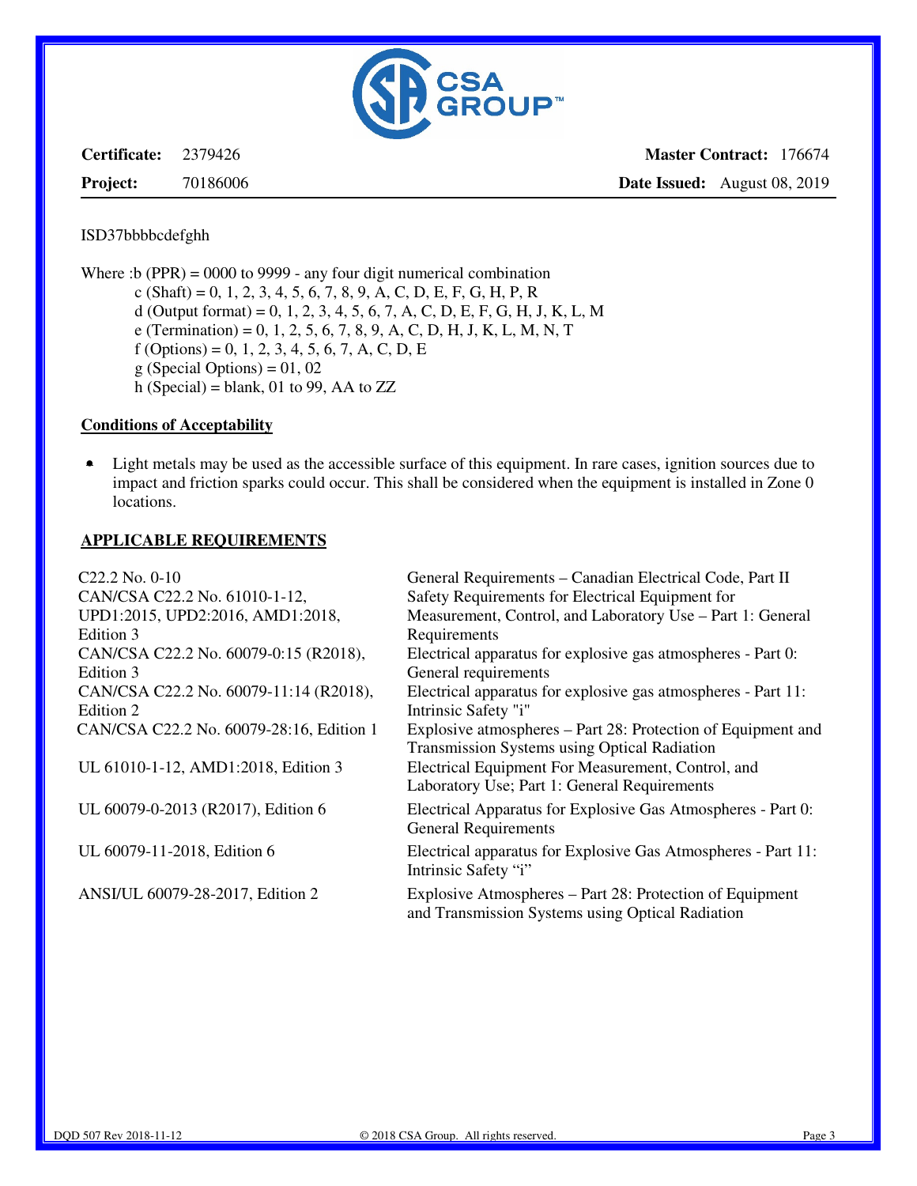**Certificate:** 2379426 **Master Contract:** 176674

**Project:** 70186006 **Date Issued:** August 08, 2019

ISD37bbbbcdefghh

Where :b (PPR) = 0000 to 9999 - any four digit numerical combination
- c (Shaft) = 0, 1, 2, 3, 4, 5, 6, 7, 8, 9, A, C, D, E, F, G, H, P, R
- d (Output format) = 0, 1, 2, 3, 4, 5, 6, 7, A, C, D, E, F, G, H, J, K, L, M
- e (Termination) = 0, 1, 2, 5, 6, 7, 8, 9, A, C, D, H, J, K, L, M, N, T
- f (Options) = 0, 1, 2, 3, 4, 5, 6, 7, A, C, D, E
- g (Special Options) = 01, 02
- h (Special) = blank, 01 to 99, AA to ZZ

## Conditions of Acceptability

- Light metals may be used as the accessible surface of this equipment. In rare cases, ignition sources due to impact and friction sparks could occur. This shall be considered when the equipment is installed in Zone 0 locations.

## APPLICABLE REQUIREMENTS

| | |
|---|---|
| C22.2 No. 0-10 | General Requirements – Canadian Electrical Code, Part II |
| CAN/CSA C22.2 No. 61010-1-12, UPD1:2015, UPD2:2016, AMD1:2018, Edition 3 | Safety Requirements for Electrical Equipment for Measurement, Control, and Laboratory Use – Part 1: General Requirements |
| CAN/CSA C22.2 No. 60079-0:15 (R2018), Edition 3 | Electrical apparatus for explosive gas atmospheres - Part 0: General requirements |
| CAN/CSA C22.2 No. 60079-11:14 (R2018), Edition 2 | Electrical apparatus for explosive gas atmospheres - Part 11: Intrinsic Safety "i" |
| CAN/CSA C22.2 No. 60079-28:16, Edition 1 | Explosive atmospheres – Part 28: Protection of Equipment and Transmission Systems using Optical Radiation |
| UL 61010-1-12, AMD1:2018, Edition 3 | Electrical Equipment For Measurement, Control, and Laboratory Use; Part 1: General Requirements |
| UL 60079-0-2013 (R2017), Edition 6 | Electrical Apparatus for Explosive Gas Atmospheres - Part 0: General Requirements |
| UL 60079-11-2018, Edition 6 | Electrical apparatus for Explosive Gas Atmospheres - Part 11: Intrinsic Safety "i" |
| ANSI/UL 60079-28-2017, Edition 2 | Explosive Atmospheres – Part 28: Protection of Equipment and Transmission Systems using Optical Radiation |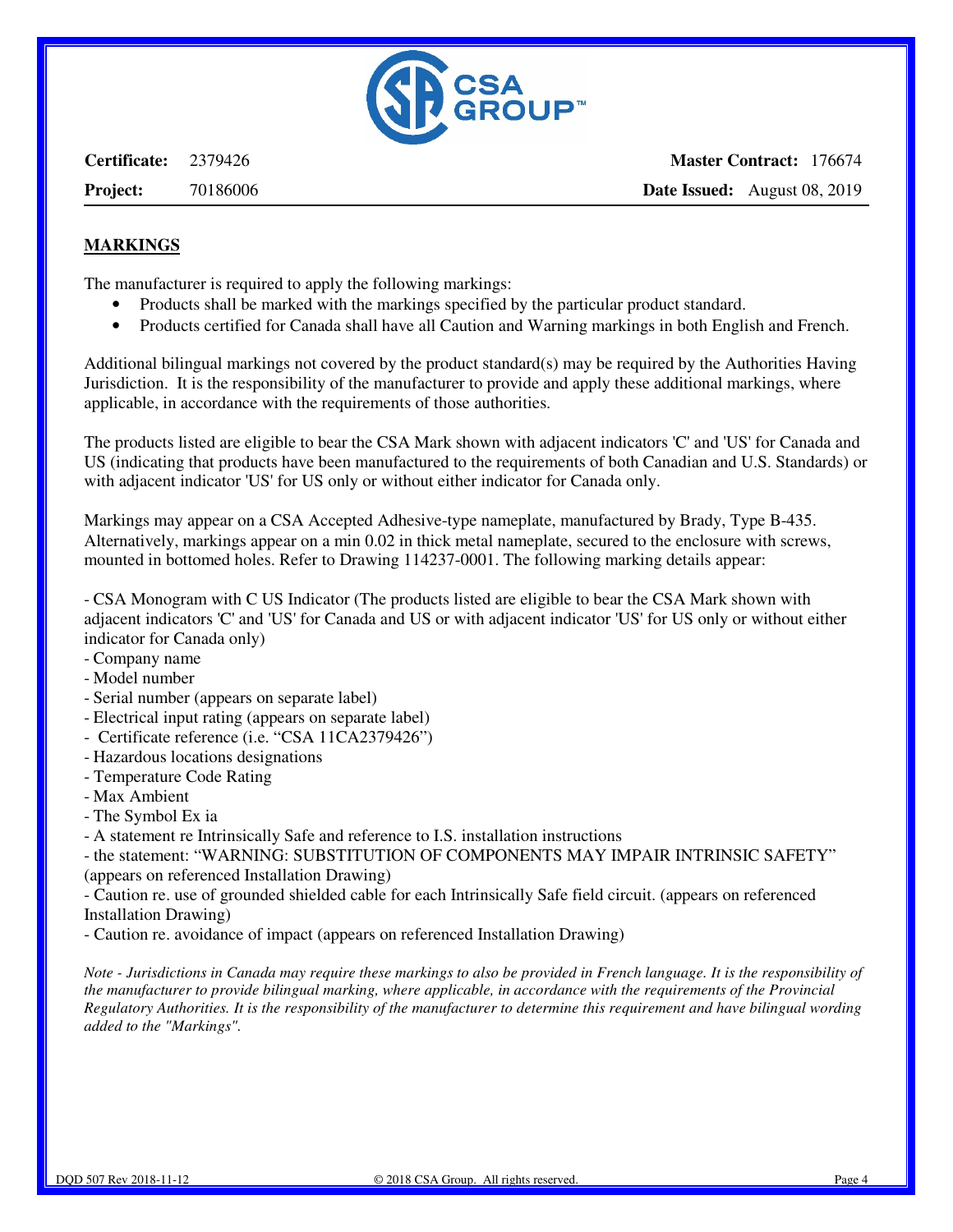**Certificate:** 2379426 **Master Contract:** 176674

**Project:** 70186006 **Date Issued:** August 08, 2019

## MARKINGS

The manufacturer is required to apply the following markings:

- Products shall be marked with the markings specified by the particular product standard.
- Products certified for Canada shall have all Caution and Warning markings in both English and French.

Additional bilingual markings not covered by the product standard(s) may be required by the Authorities Having Jurisdiction. It is the responsibility of the manufacturer to provide and apply these additional markings, where applicable, in accordance with the requirements of those authorities.

The products listed are eligible to bear the CSA Mark shown with adjacent indicators 'C' and 'US' for Canada and US (indicating that products have been manufactured to the requirements of both Canadian and U.S. Standards) or with adjacent indicator 'US' for US only or without either indicator for Canada only.

Markings may appear on a CSA Accepted Adhesive-type nameplate, manufactured by Brady, Type B-435. Alternatively, markings appear on a min 0.02 in thick metal nameplate, secured to the enclosure with screws, mounted in bottomed holes. Refer to Drawing 114237-0001. The following marking details appear:

- CSA Monogram with C US Indicator (The products listed are eligible to bear the CSA Mark shown with adjacent indicators 'C' and 'US' for Canada and US or with adjacent indicator 'US' for US only or without either indicator for Canada only)
- Company name
- Model number
- Serial number (appears on separate label)
- Electrical input rating (appears on separate label)
- Certificate reference (i.e. "CSA 11CA2379426")
- Hazardous locations designations
- Temperature Code Rating
- Max Ambient
- The Symbol Ex ia
- A statement re Intrinsically Safe and reference to I.S. installation instructions
- the statement: "WARNING: SUBSTITUTION OF COMPONENTS MAY IMPAIR INTRINSIC SAFETY" (appears on referenced Installation Drawing)
- Caution re. use of grounded shielded cable for each Intrinsically Safe field circuit. (appears on referenced Installation Drawing)
- Caution re. avoidance of impact (appears on referenced Installation Drawing)

*Note - Jurisdictions in Canada may require these markings to also be provided in French language. It is the responsibility of the manufacturer to provide bilingual marking, where applicable, in accordance with the requirements of the Provincial Regulatory Authorities. It is the responsibility of the manufacturer to determine this requirement and have bilingual wording added to the "Markings".*